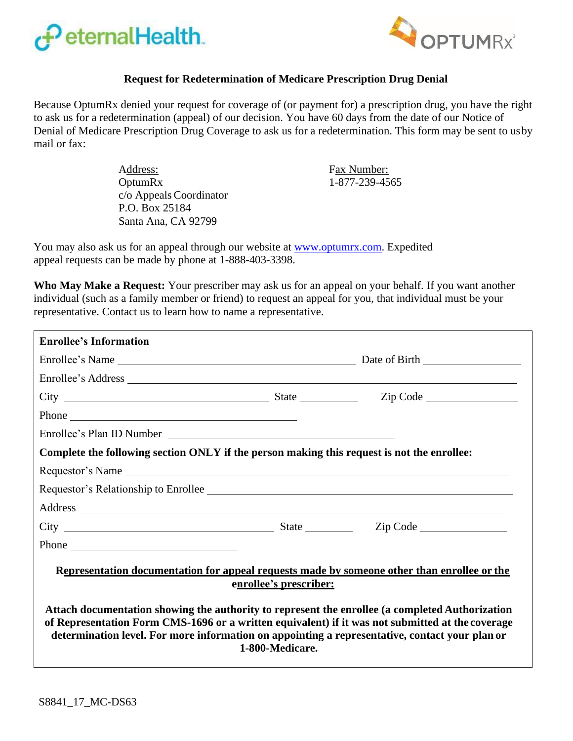# Request for Redetermination of Medicare Prescription Drug Denial

Because OptumRx denied your request for coverage of (or payment for) a prescription drug, you have the right to ask us for a redetermination (appeal) of our decision. You have 60 days from the date of our Notice of Denial of Medicare Prescription Drug Coverage to ask us for a redetermination. This form may be sent to us by mail or fax:

<u>Address:</u>
OptumRx
c/o Appeals Coordinator
P.O. Box 25184
Santa Ana, CA 92799

<u>Fax Number:</u>
1-877-239-4565

You may also ask us for an appeal through our website at www.optumrx.com. Expedited appeal requests can be made by phone at 1-888-403-3398.

**Who May Make a Request:** Your prescriber may ask us for an appeal on your behalf. If you want another individual (such as a family member or friend) to request an appeal for you, that individual must be your representative. Contact us to learn how to name a representative.

**Enrollee's Information**

Enrollee's Name ______________________________ Date of Birth ______________

Enrollee's Address ______________________________________________

City ______________________ State __________ Zip Code ______________

Phone ______________________________

Enrollee's Plan ID Number ______________________________

**Complete the following section ONLY if the person making this request is not the enrollee:**

Requestor's Name ______________________________________________

Requestor's Relationship to Enrollee ______________________________

Address ______________________________________________

City ______________________ State __________ Zip Code ______________

Phone ______________________________

**<u>Representation documentation for appeal requests made by someone other than enrollee or the enrollee's prescriber:</u>**

**Attach documentation showing the authority to represent the enrollee (a completed Authorization of Representation Form CMS-1696 or a written equivalent) if it was not submitted at the coverage determination level. For more information on appointing a representative, contact your plan or 1-800-Medicare.**

S8841_17_MC-DS63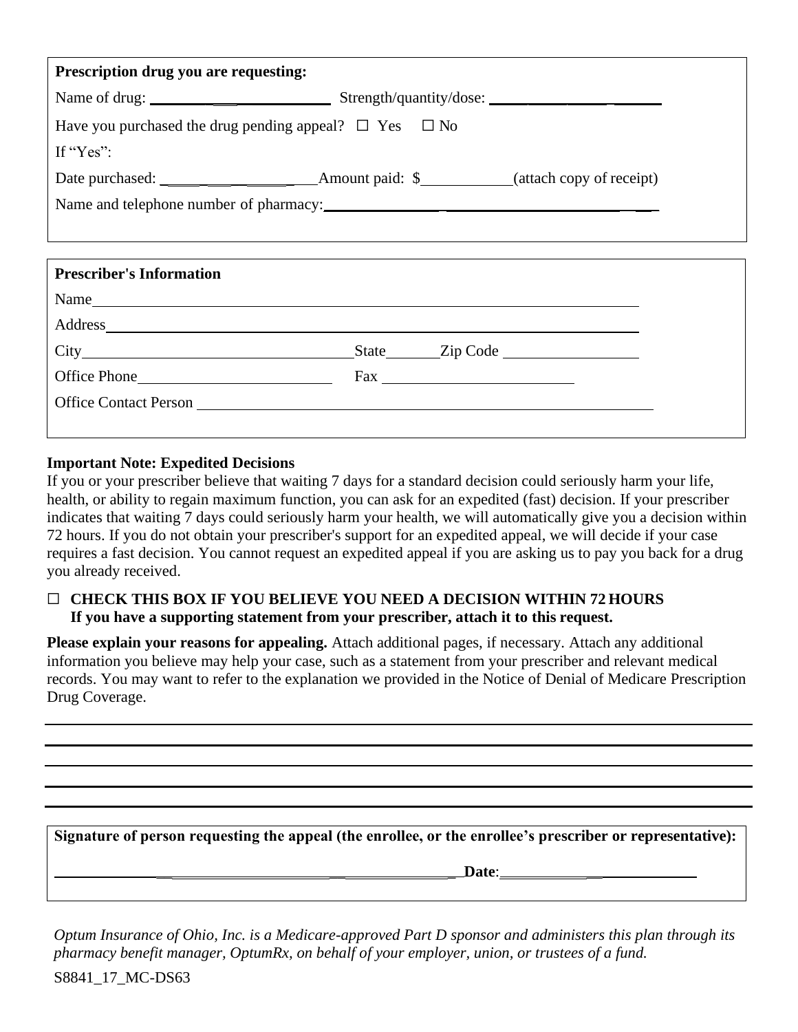**Prescription drug you are requesting:**

Name of drug: ______________________ Strength/quantity/dose: ______________________

Have you purchased the drug pending appeal? ☐ Yes ☐ No

If "Yes":

Date purchased: ____________________ Amount paid: $___________ (attach copy of receipt)

Name and telephone number of pharmacy: ________________________________________

**Prescriber's Information**

Name ____________________________________________________________________

Address __________________________________________________________________

City _________________________________ State _______ Zip Code _________________

Office Phone ________________________ Fax _________________________

Office Contact Person ______________________________________________________

**Important Note: Expedited Decisions**

If you or your prescriber believe that waiting 7 days for a standard decision could seriously harm your life, health, or ability to regain maximum function, you can ask for an expedited (fast) decision. If your prescriber indicates that waiting 7 days could seriously harm your health, we will automatically give you a decision within 72 hours. If you do not obtain your prescriber's support for an expedited appeal, we will decide if your case requires a fast decision. You cannot request an expedited appeal if you are asking us to pay you back for a drug you already received.

☐ **CHECK THIS BOX IF YOU BELIEVE YOU NEED A DECISION WITHIN 72 HOURS**
**If you have a supporting statement from your prescriber, attach it to this request.**

**Please explain your reasons for appealing.** Attach additional pages, if necessary. Attach any additional information you believe may help your case, such as a statement from your prescriber and relevant medical records. You may want to refer to the explanation we provided in the Notice of Denial of Medicare Prescription Drug Coverage.

______________________________________________________________________________

______________________________________________________________________________

______________________________________________________________________________

______________________________________________________________________________

______________________________________________________________________________

**Signature of person requesting the appeal (the enrollee, or the enrollee's prescriber or representative):**

______________________________________________ **Date**: ______________________

*Optum Insurance of Ohio, Inc. is a Medicare-approved Part D sponsor and administers this plan through its pharmacy benefit manager, OptumRx, on behalf of your employer, union, or trustees of a fund.*

S8841_17_MC-DS63